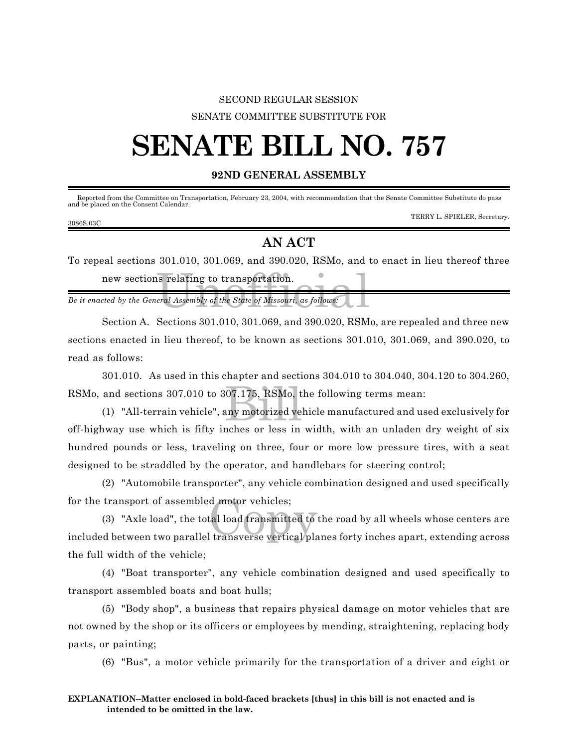SECOND REGULAR SESSION

SENATE COMMITTEE SUBSTITUTE FOR

# SENATE BILL NO. 757

**92ND GENERAL ASSEMBLY**

Reported from the Committee on Transportation, February 23, 2004, with recommendation that the Senate Committee Substitute do pass and be placed on the Consent Calendar.

TERRY L. SPIELER, Secretary.

3086S.03C

## AN ACT

To repeal sections 301.010, 301.069, and 390.020, RSMo, and to enact in lieu thereof three new sections relating to transportation.

*Be it enacted by the General Assembly of the State of Missouri, as follows:*

Section A. Sections 301.010, 301.069, and 390.020, RSMo, are repealed and three new sections enacted in lieu thereof, to be known as sections 301.010, 301.069, and 390.020, to read as follows:

301.010. As used in this chapter and sections 304.010 to 304.040, 304.120 to 304.260, RSMo, and sections 307.010 to 307.175, RSMo, the following terms mean:

(1) "All-terrain vehicle", any motorized vehicle manufactured and used exclusively for off-highway use which is fifty inches or less in width, with an unladen dry weight of six hundred pounds or less, traveling on three, four or more low pressure tires, with a seat designed to be straddled by the operator, and handlebars for steering control;

(2) "Automobile transporter", any vehicle combination designed and used specifically for the transport of assembled motor vehicles;

(3) "Axle load", the total load transmitted to the road by all wheels whose centers are included between two parallel transverse vertical planes forty inches apart, extending across the full width of the vehicle;

(4) "Boat transporter", any vehicle combination designed and used specifically to transport assembled boats and boat hulls;

(5) "Body shop", a business that repairs physical damage on motor vehicles that are not owned by the shop or its officers or employees by mending, straightening, replacing body parts, or painting;

(6) "Bus", a motor vehicle primarily for the transportation of a driver and eight or

**EXPLANATION--Matter enclosed in bold-faced brackets [thus] in this bill is not enacted and is intended to be omitted in the law.**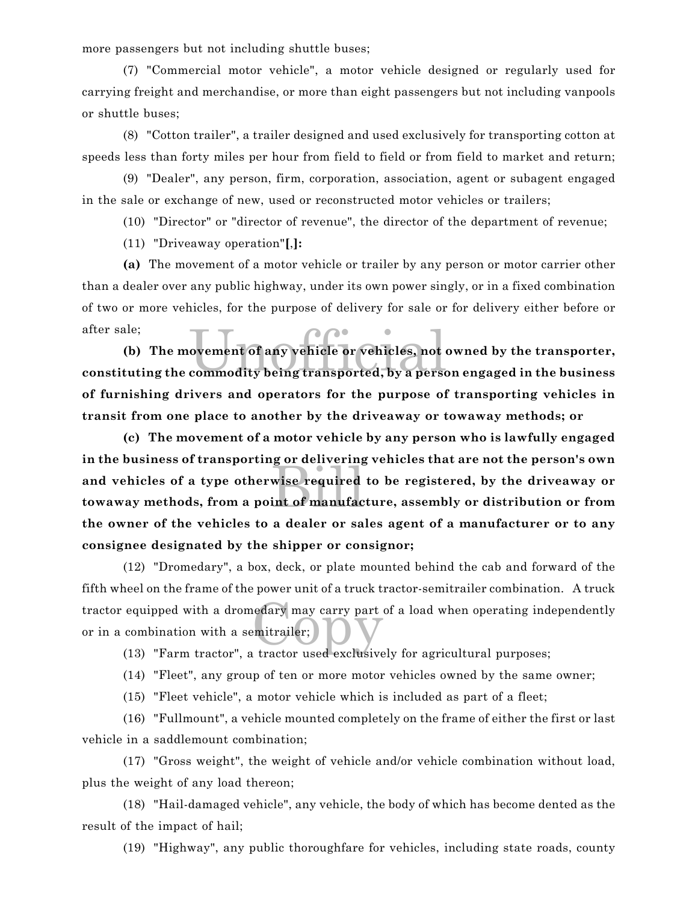more passengers but not including shuttle buses;

(7) "Commercial motor vehicle", a motor vehicle designed or regularly used for carrying freight and merchandise, or more than eight passengers but not including vanpools or shuttle buses;

(8) "Cotton trailer", a trailer designed and used exclusively for transporting cotton at speeds less than forty miles per hour from field to field or from field to market and return;

(9) "Dealer", any person, firm, corporation, association, agent or subagent engaged in the sale or exchange of new, used or reconstructed motor vehicles or trailers;

(10) "Director" or "director of revenue", the director of the department of revenue;

(11) "Driveaway operation"**[**,**]:**

**(a)** The movement of a motor vehicle or trailer by any person or motor carrier other than a dealer over any public highway, under its own power singly, or in a fixed combination of two or more vehicles, for the purpose of delivery for sale or for delivery either before or after sale;

**(b) The movement of any vehicle or vehicles, not owned by the transporter, constituting the commodity being transported, by a person engaged in the business of furnishing drivers and operators for the purpose of transporting vehicles in transit from one place to another by the driveaway or towaway methods; or**

**(c) The movement of a motor vehicle by any person who is lawfully engaged in the business of transporting or delivering vehicles that are not the person's own and vehicles of a type otherwise required to be registered, by the driveaway or towaway methods, from a point of manufacture, assembly or distribution or from the owner of the vehicles to a dealer or sales agent of a manufacturer or to any consignee designated by the shipper or consignor;**

(12) "Dromedary", a box, deck, or plate mounted behind the cab and forward of the fifth wheel on the frame of the power unit of a truck tractor-semitrailer combination. A truck tractor equipped with a dromedary may carry part of a load when operating independently or in a combination with a semitrailer;

(13) "Farm tractor", a tractor used exclusively for agricultural purposes;

(14) "Fleet", any group of ten or more motor vehicles owned by the same owner;

(15) "Fleet vehicle", a motor vehicle which is included as part of a fleet;

(16) "Fullmount", a vehicle mounted completely on the frame of either the first or last vehicle in a saddlemount combination;

(17) "Gross weight", the weight of vehicle and/or vehicle combination without load, plus the weight of any load thereon;

(18) "Hail-damaged vehicle", any vehicle, the body of which has become dented as the result of the impact of hail;

(19) "Highway", any public thoroughfare for vehicles, including state roads, county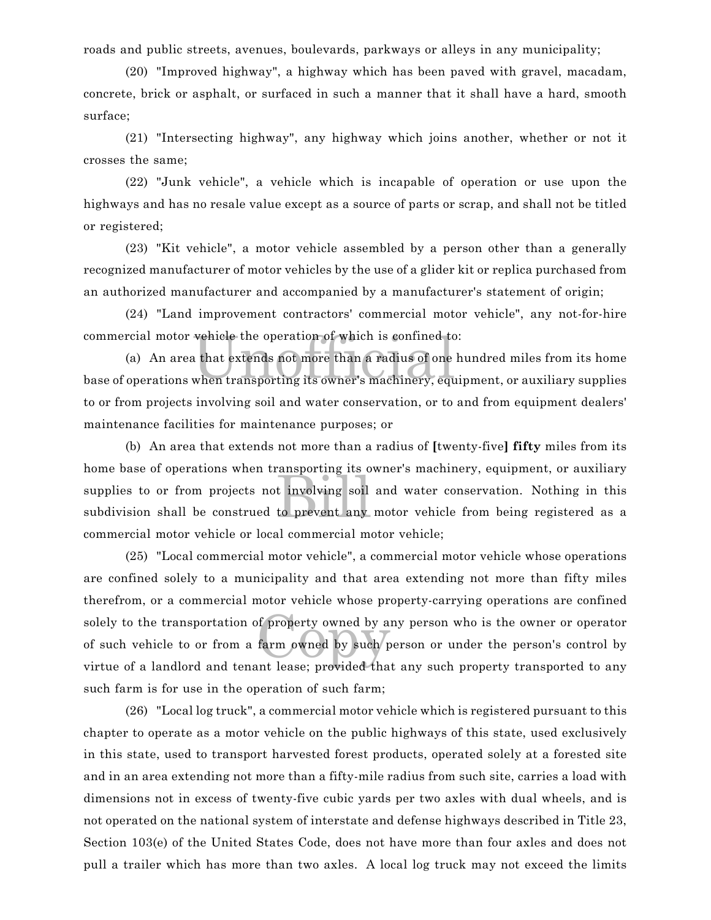roads and public streets, avenues, boulevards, parkways or alleys in any municipality;

(20) "Improved highway", a highway which has been paved with gravel, macadam, concrete, brick or asphalt, or surfaced in such a manner that it shall have a hard, smooth surface;

(21) "Intersecting highway", any highway which joins another, whether or not it crosses the same;

(22) "Junk vehicle", a vehicle which is incapable of operation or use upon the highways and has no resale value except as a source of parts or scrap, and shall not be titled or registered;

(23) "Kit vehicle", a motor vehicle assembled by a person other than a generally recognized manufacturer of motor vehicles by the use of a glider kit or replica purchased from an authorized manufacturer and accompanied by a manufacturer's statement of origin;

(24) "Land improvement contractors' commercial motor vehicle", any not-for-hire commercial motor vehicle the operation of which is confined to:

(a) An area that extends not more than a radius of one hundred miles from its home base of operations when transporting its owner's machinery, equipment, or auxiliary supplies to or from projects involving soil and water conservation, or to and from equipment dealers' maintenance facilities for maintenance purposes; or

(b) An area that extends not more than a radius of **[**twenty-five**]** **fifty** miles from its home base of operations when transporting its owner's machinery, equipment, or auxiliary supplies to or from projects not involving soil and water conservation. Nothing in this subdivision shall be construed to prevent any motor vehicle from being registered as a commercial motor vehicle or local commercial motor vehicle;

(25) "Local commercial motor vehicle", a commercial motor vehicle whose operations are confined solely to a municipality and that area extending not more than fifty miles therefrom, or a commercial motor vehicle whose property-carrying operations are confined solely to the transportation of property owned by any person who is the owner or operator of such vehicle to or from a farm owned by such person or under the person's control by virtue of a landlord and tenant lease; provided that any such property transported to any such farm is for use in the operation of such farm;

(26) "Local log truck", a commercial motor vehicle which is registered pursuant to this chapter to operate as a motor vehicle on the public highways of this state, used exclusively in this state, used to transport harvested forest products, operated solely at a forested site and in an area extending not more than a fifty-mile radius from such site, carries a load with dimensions not in excess of twenty-five cubic yards per two axles with dual wheels, and is not operated on the national system of interstate and defense highways described in Title 23, Section 103(e) of the United States Code, does not have more than four axles and does not pull a trailer which has more than two axles. A local log truck may not exceed the limits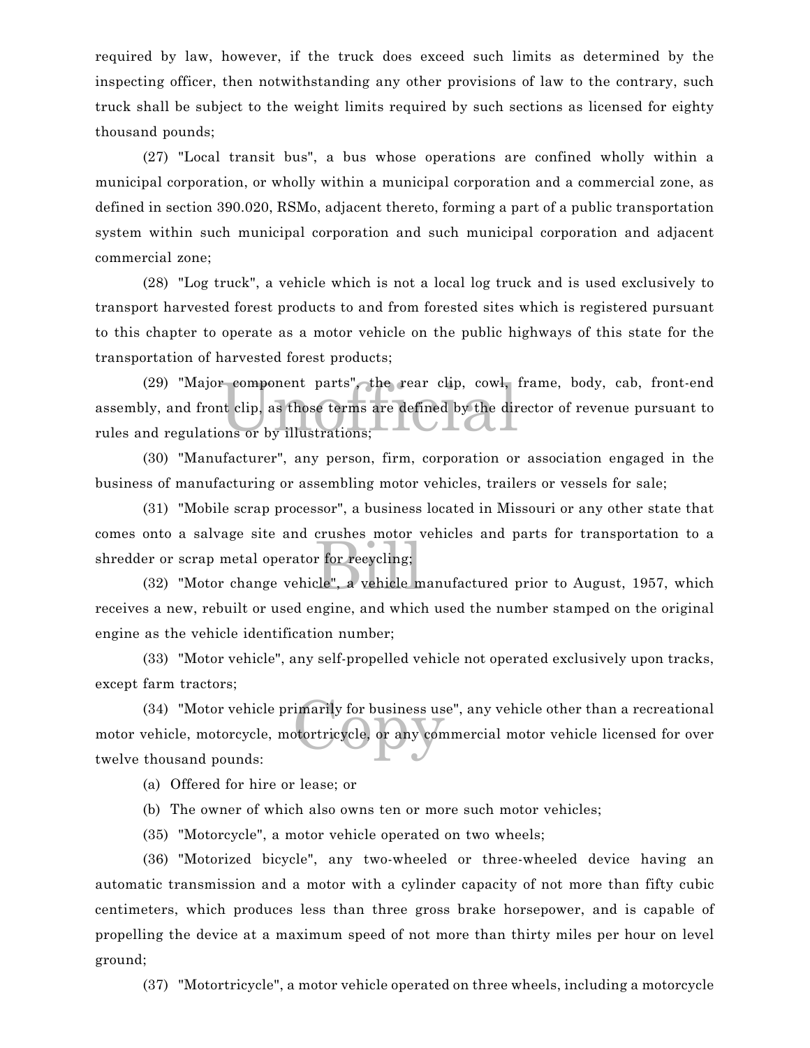required by law, however, if the truck does exceed such limits as determined by the inspecting officer, then notwithstanding any other provisions of law to the contrary, such truck shall be subject to the weight limits required by such sections as licensed for eighty thousand pounds;

(27) "Local transit bus", a bus whose operations are confined wholly within a municipal corporation, or wholly within a municipal corporation and a commercial zone, as defined in section 390.020, RSMo, adjacent thereto, forming a part of a public transportation system within such municipal corporation and such municipal corporation and adjacent commercial zone;

(28) "Log truck", a vehicle which is not a local log truck and is used exclusively to transport harvested forest products to and from forested sites which is registered pursuant to this chapter to operate as a motor vehicle on the public highways of this state for the transportation of harvested forest products;

(29) "Major component parts", the rear clip, cowl, frame, body, cab, front-end assembly, and front clip, as those terms are defined by the director of revenue pursuant to rules and regulations or by illustrations;

(30) "Manufacturer", any person, firm, corporation or association engaged in the business of manufacturing or assembling motor vehicles, trailers or vessels for sale;

(31) "Mobile scrap processor", a business located in Missouri or any other state that comes onto a salvage site and crushes motor vehicles and parts for transportation to a shredder or scrap metal operator for recycling;

(32) "Motor change vehicle", a vehicle manufactured prior to August, 1957, which receives a new, rebuilt or used engine, and which used the number stamped on the original engine as the vehicle identification number;

(33) "Motor vehicle", any self-propelled vehicle not operated exclusively upon tracks, except farm tractors;

(34) "Motor vehicle primarily for business use", any vehicle other than a recreational motor vehicle, motorcycle, motortricycle, or any commercial motor vehicle licensed for over twelve thousand pounds:

(a) Offered for hire or lease; or

(b) The owner of which also owns ten or more such motor vehicles;

(35) "Motorcycle", a motor vehicle operated on two wheels;

(36) "Motorized bicycle", any two-wheeled or three-wheeled device having an automatic transmission and a motor with a cylinder capacity of not more than fifty cubic centimeters, which produces less than three gross brake horsepower, and is capable of propelling the device at a maximum speed of not more than thirty miles per hour on level ground;

(37) "Motortricycle", a motor vehicle operated on three wheels, including a motorcycle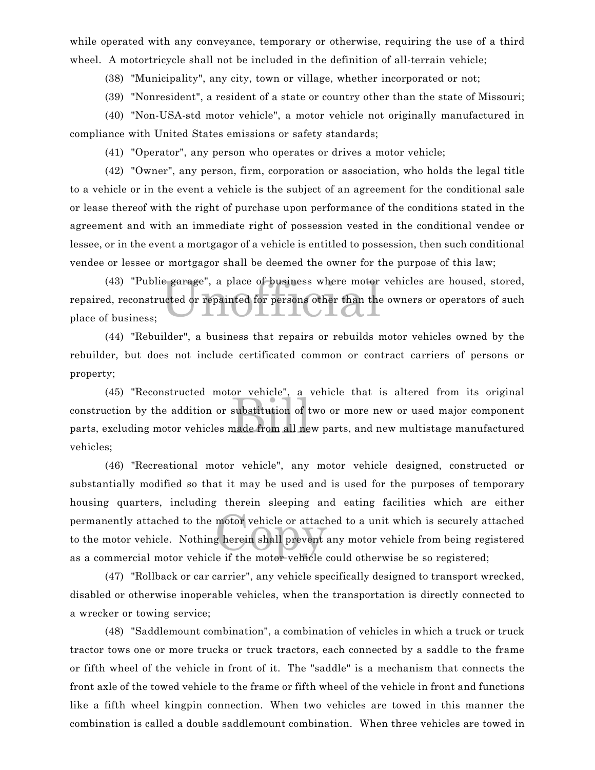while operated with any conveyance, temporary or otherwise, requiring the use of a third wheel. A motortricycle shall not be included in the definition of all-terrain vehicle;

(38) "Municipality", any city, town or village, whether incorporated or not;

(39) "Nonresident", a resident of a state or country other than the state of Missouri;

(40) "Non-USA-std motor vehicle", a motor vehicle not originally manufactured in compliance with United States emissions or safety standards;

(41) "Operator", any person who operates or drives a motor vehicle;

(42) "Owner", any person, firm, corporation or association, who holds the legal title to a vehicle or in the event a vehicle is the subject of an agreement for the conditional sale or lease thereof with the right of purchase upon performance of the conditions stated in the agreement and with an immediate right of possession vested in the conditional vendee or lessee, or in the event a mortgagor of a vehicle is entitled to possession, then such conditional vendee or lessee or mortgagor shall be deemed the owner for the purpose of this law;

(43) "Public garage", a place of business where motor vehicles are housed, stored, repaired, reconstructed or repainted for persons other than the owners or operators of such place of business;

(44) "Rebuilder", a business that repairs or rebuilds motor vehicles owned by the rebuilder, but does not include certificated common or contract carriers of persons or property;

(45) "Reconstructed motor vehicle", a vehicle that is altered from its original construction by the addition or substitution of two or more new or used major component parts, excluding motor vehicles made from all new parts, and new multistage manufactured vehicles;

(46) "Recreational motor vehicle", any motor vehicle designed, constructed or substantially modified so that it may be used and is used for the purposes of temporary housing quarters, including therein sleeping and eating facilities which are either permanently attached to the motor vehicle or attached to a unit which is securely attached to the motor vehicle. Nothing herein shall prevent any motor vehicle from being registered as a commercial motor vehicle if the motor vehicle could otherwise be so registered;

(47) "Rollback or car carrier", any vehicle specifically designed to transport wrecked, disabled or otherwise inoperable vehicles, when the transportation is directly connected to a wrecker or towing service;

(48) "Saddlemount combination", a combination of vehicles in which a truck or truck tractor tows one or more trucks or truck tractors, each connected by a saddle to the frame or fifth wheel of the vehicle in front of it. The "saddle" is a mechanism that connects the front axle of the towed vehicle to the frame or fifth wheel of the vehicle in front and functions like a fifth wheel kingpin connection. When two vehicles are towed in this manner the combination is called a double saddlemount combination. When three vehicles are towed in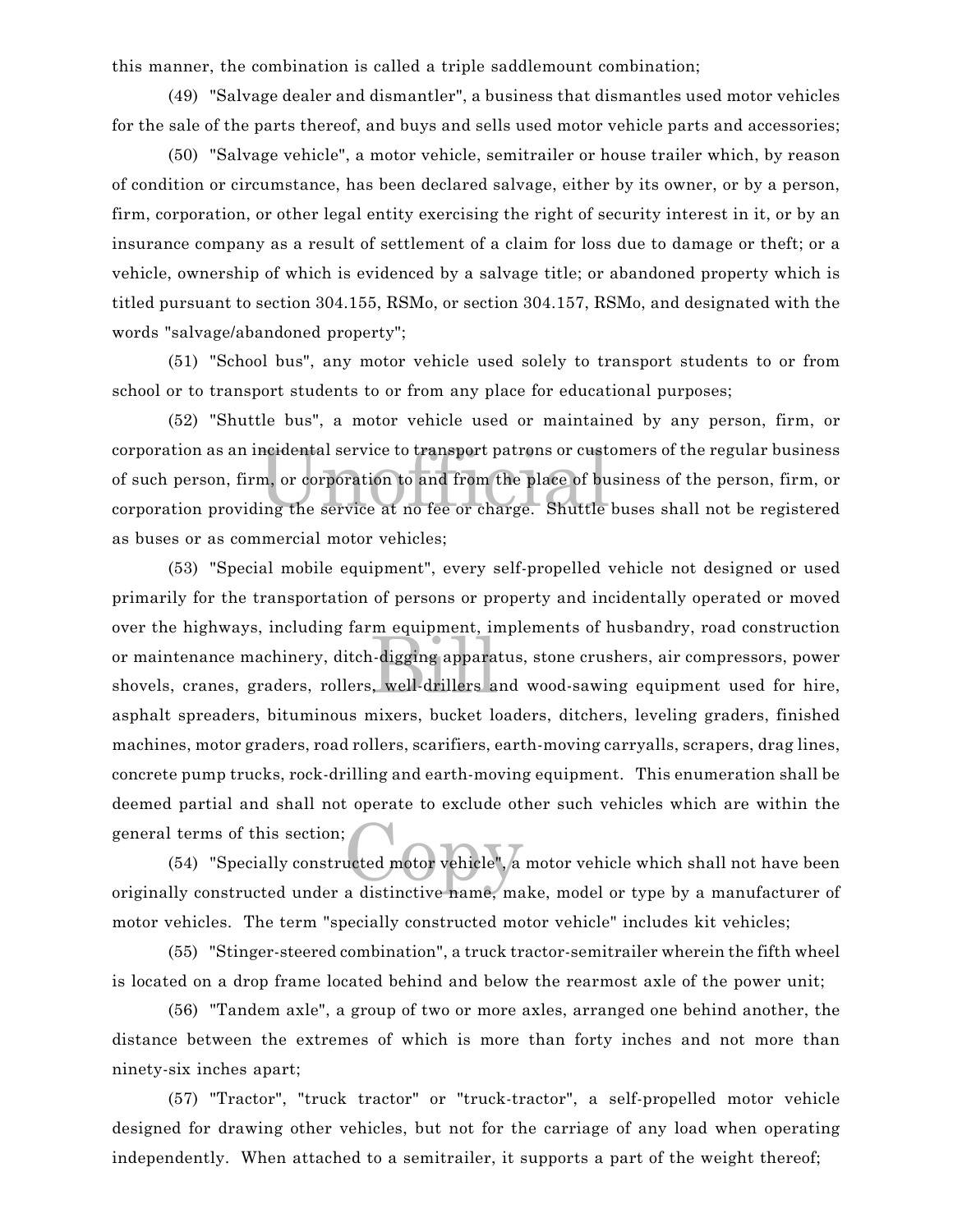this manner, the combination is called a triple saddlemount combination;

(49) "Salvage dealer and dismantler", a business that dismantles used motor vehicles for the sale of the parts thereof, and buys and sells used motor vehicle parts and accessories;

(50) "Salvage vehicle", a motor vehicle, semitrailer or house trailer which, by reason of condition or circumstance, has been declared salvage, either by its owner, or by a person, firm, corporation, or other legal entity exercising the right of security interest in it, or by an insurance company as a result of settlement of a claim for loss due to damage or theft; or a vehicle, ownership of which is evidenced by a salvage title; or abandoned property which is titled pursuant to section 304.155, RSMo, or section 304.157, RSMo, and designated with the words "salvage/abandoned property";

(51) "School bus", any motor vehicle used solely to transport students to or from school or to transport students to or from any place for educational purposes;

(52) "Shuttle bus", a motor vehicle used or maintained by any person, firm, or corporation as an incidental service to transport patrons or customers of the regular business of such person, firm, or corporation to and from the place of business of the person, firm, or corporation providing the service at no fee or charge. Shuttle buses shall not be registered as buses or as commercial motor vehicles;

(53) "Special mobile equipment", every self-propelled vehicle not designed or used primarily for the transportation of persons or property and incidentally operated or moved over the highways, including farm equipment, implements of husbandry, road construction or maintenance machinery, ditch-digging apparatus, stone crushers, air compressors, power shovels, cranes, graders, rollers, well-drillers and wood-sawing equipment used for hire, asphalt spreaders, bituminous mixers, bucket loaders, ditchers, leveling graders, finished machines, motor graders, road rollers, scarifiers, earth-moving carryalls, scrapers, drag lines, concrete pump trucks, rock-drilling and earth-moving equipment. This enumeration shall be deemed partial and shall not operate to exclude other such vehicles which are within the general terms of this section;

(54) "Specially constructed motor vehicle", a motor vehicle which shall not have been originally constructed under a distinctive name, make, model or type by a manufacturer of motor vehicles. The term "specially constructed motor vehicle" includes kit vehicles;

(55) "Stinger-steered combination", a truck tractor-semitrailer wherein the fifth wheel is located on a drop frame located behind and below the rearmost axle of the power unit;

(56) "Tandem axle", a group of two or more axles, arranged one behind another, the distance between the extremes of which is more than forty inches and not more than ninety-six inches apart;

(57) "Tractor", "truck tractor" or "truck-tractor", a self-propelled motor vehicle designed for drawing other vehicles, but not for the carriage of any load when operating independently. When attached to a semitrailer, it supports a part of the weight thereof;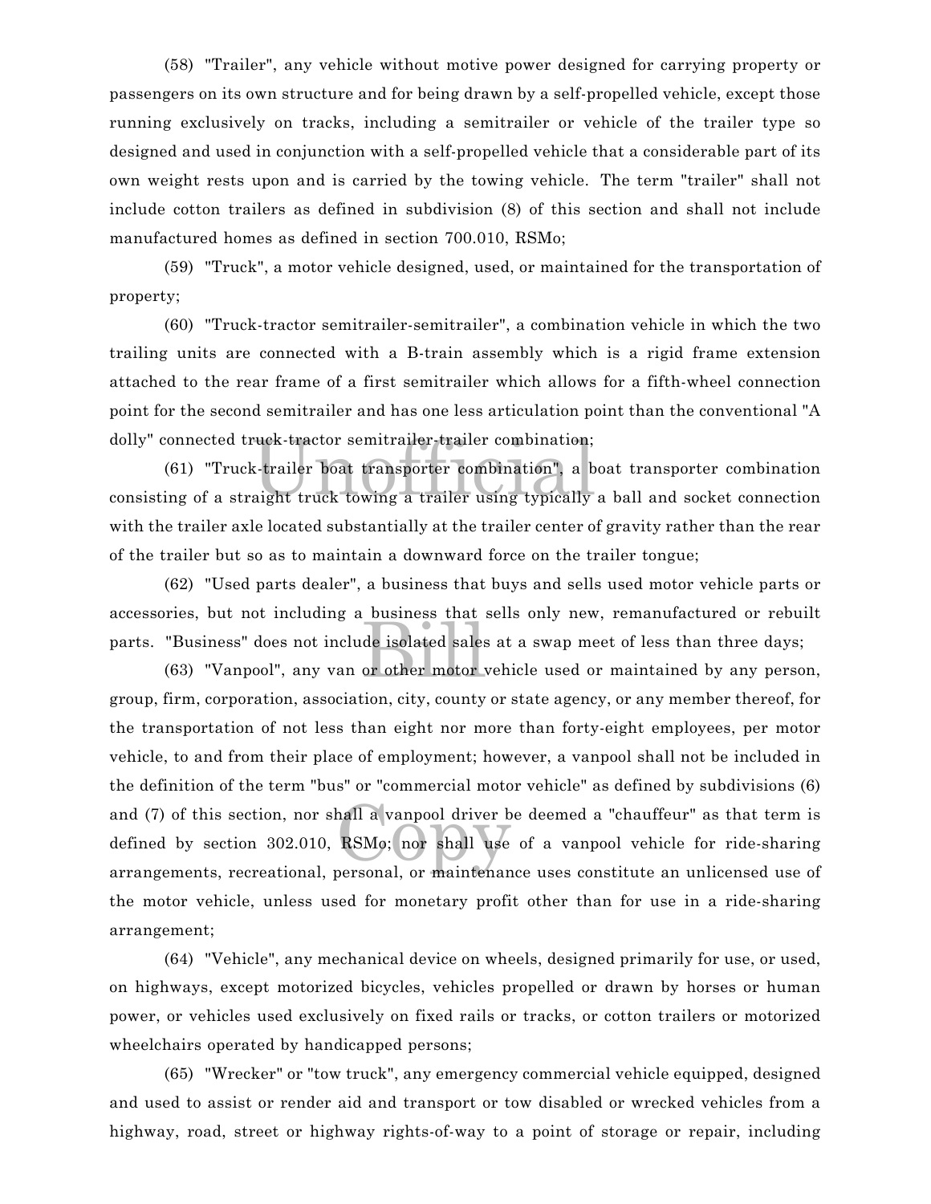(58) "Trailer", any vehicle without motive power designed for carrying property or passengers on its own structure and for being drawn by a self-propelled vehicle, except those running exclusively on tracks, including a semitrailer or vehicle of the trailer type so designed and used in conjunction with a self-propelled vehicle that a considerable part of its own weight rests upon and is carried by the towing vehicle. The term "trailer" shall not include cotton trailers as defined in subdivision (8) of this section and shall not include manufactured homes as defined in section 700.010, RSMo;

(59) "Truck", a motor vehicle designed, used, or maintained for the transportation of property;

(60) "Truck-tractor semitrailer-semitrailer", a combination vehicle in which the two trailing units are connected with a B-train assembly which is a rigid frame extension attached to the rear frame of a first semitrailer which allows for a fifth-wheel connection point for the second semitrailer and has one less articulation point than the conventional "A dolly" connected truck-tractor semitrailer-trailer combination;

(61) "Truck-trailer boat transporter combination", a boat transporter combination consisting of a straight truck towing a trailer using typically a ball and socket connection with the trailer axle located substantially at the trailer center of gravity rather than the rear of the trailer but so as to maintain a downward force on the trailer tongue;

(62) "Used parts dealer", a business that buys and sells used motor vehicle parts or accessories, but not including a business that sells only new, remanufactured or rebuilt parts. "Business" does not include isolated sales at a swap meet of less than three days;

(63) "Vanpool", any van or other motor vehicle used or maintained by any person, group, firm, corporation, association, city, county or state agency, or any member thereof, for the transportation of not less than eight nor more than forty-eight employees, per motor vehicle, to and from their place of employment; however, a vanpool shall not be included in the definition of the term "bus" or "commercial motor vehicle" as defined by subdivisions (6) and (7) of this section, nor shall a vanpool driver be deemed a "chauffeur" as that term is defined by section 302.010, RSMo; nor shall use of a vanpool vehicle for ride-sharing arrangements, recreational, personal, or maintenance uses constitute an unlicensed use of the motor vehicle, unless used for monetary profit other than for use in a ride-sharing arrangement;

(64) "Vehicle", any mechanical device on wheels, designed primarily for use, or used, on highways, except motorized bicycles, vehicles propelled or drawn by horses or human power, or vehicles used exclusively on fixed rails or tracks, or cotton trailers or motorized wheelchairs operated by handicapped persons;

(65) "Wrecker" or "tow truck", any emergency commercial vehicle equipped, designed and used to assist or render aid and transport or tow disabled or wrecked vehicles from a highway, road, street or highway rights-of-way to a point of storage or repair, including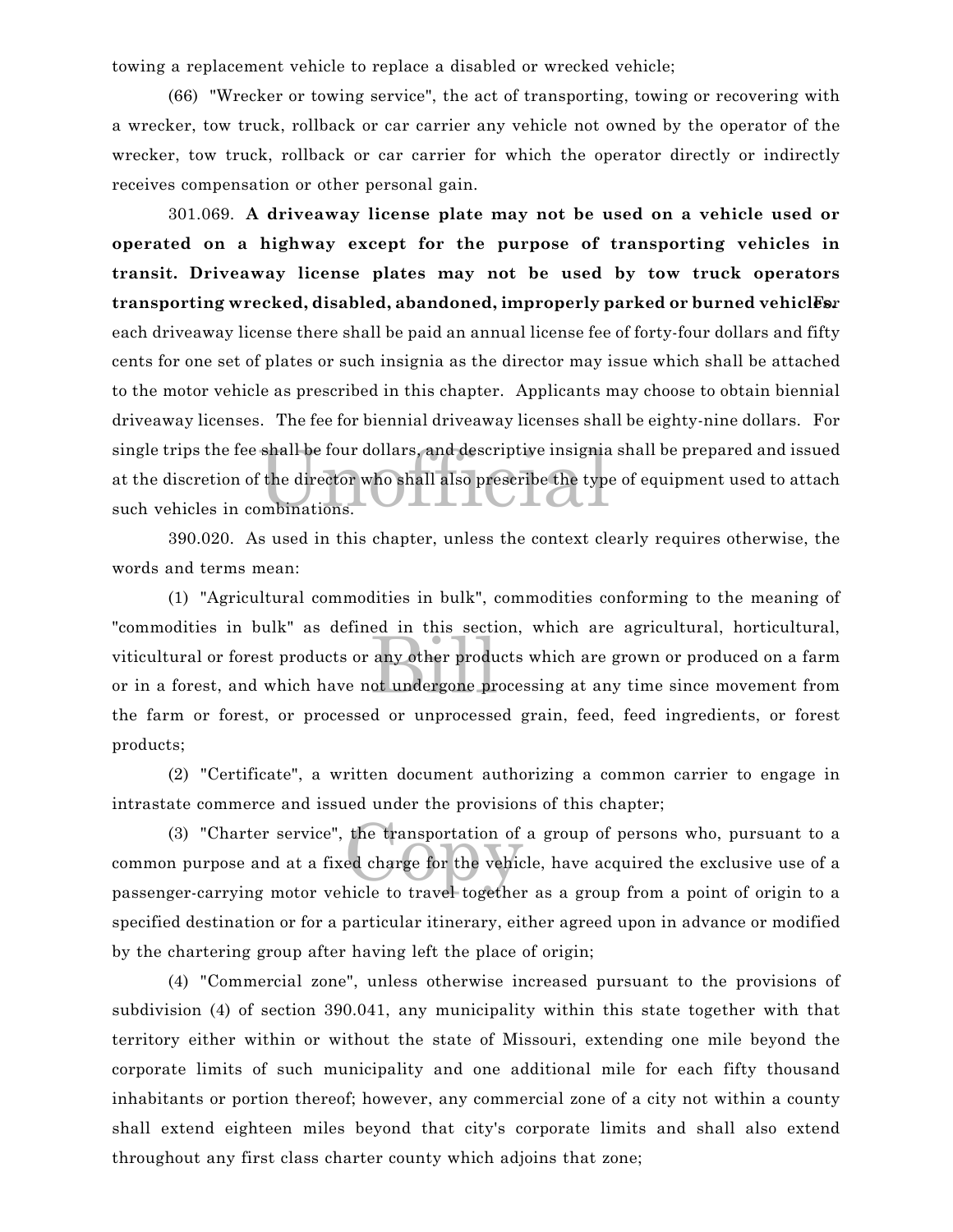towing a replacement vehicle to replace a disabled or wrecked vehicle;

(66) "Wrecker or towing service", the act of transporting, towing or recovering with a wrecker, tow truck, rollback or car carrier any vehicle not owned by the operator of the wrecker, tow truck, rollback or car carrier for which the operator directly or indirectly receives compensation or other personal gain.

301.069. **A driveaway license plate may not be used on a vehicle used or operated on a highway except for the purpose of transporting vehicles in transit. Driveaway license plates may not be used by tow truck operators transporting wrecked, disabled, abandoned, improperly parked or burned vehicles.** For each driveaway license there shall be paid an annual license fee of forty-four dollars and fifty cents for one set of plates or such insignia as the director may issue which shall be attached to the motor vehicle as prescribed in this chapter. Applicants may choose to obtain biennial driveaway licenses. The fee for biennial driveaway licenses shall be eighty-nine dollars. For single trips the fee shall be four dollars, and descriptive insignia shall be prepared and issued at the discretion of the director who shall also prescribe the type of equipment used to attach such vehicles in combinations.

390.020. As used in this chapter, unless the context clearly requires otherwise, the words and terms mean:

(1) "Agricultural commodities in bulk", commodities conforming to the meaning of "commodities in bulk" as defined in this section, which are agricultural, horticultural, viticultural or forest products or any other products which are grown or produced on a farm or in a forest, and which have not undergone processing at any time since movement from the farm or forest, or processed or unprocessed grain, feed, feed ingredients, or forest products;

(2) "Certificate", a written document authorizing a common carrier to engage in intrastate commerce and issued under the provisions of this chapter;

(3) "Charter service", the transportation of a group of persons who, pursuant to a common purpose and at a fixed charge for the vehicle, have acquired the exclusive use of a passenger-carrying motor vehicle to travel together as a group from a point of origin to a specified destination or for a particular itinerary, either agreed upon in advance or modified by the chartering group after having left the place of origin;

(4) "Commercial zone", unless otherwise increased pursuant to the provisions of subdivision (4) of section 390.041, any municipality within this state together with that territory either within or without the state of Missouri, extending one mile beyond the corporate limits of such municipality and one additional mile for each fifty thousand inhabitants or portion thereof; however, any commercial zone of a city not within a county shall extend eighteen miles beyond that city's corporate limits and shall also extend throughout any first class charter county which adjoins that zone;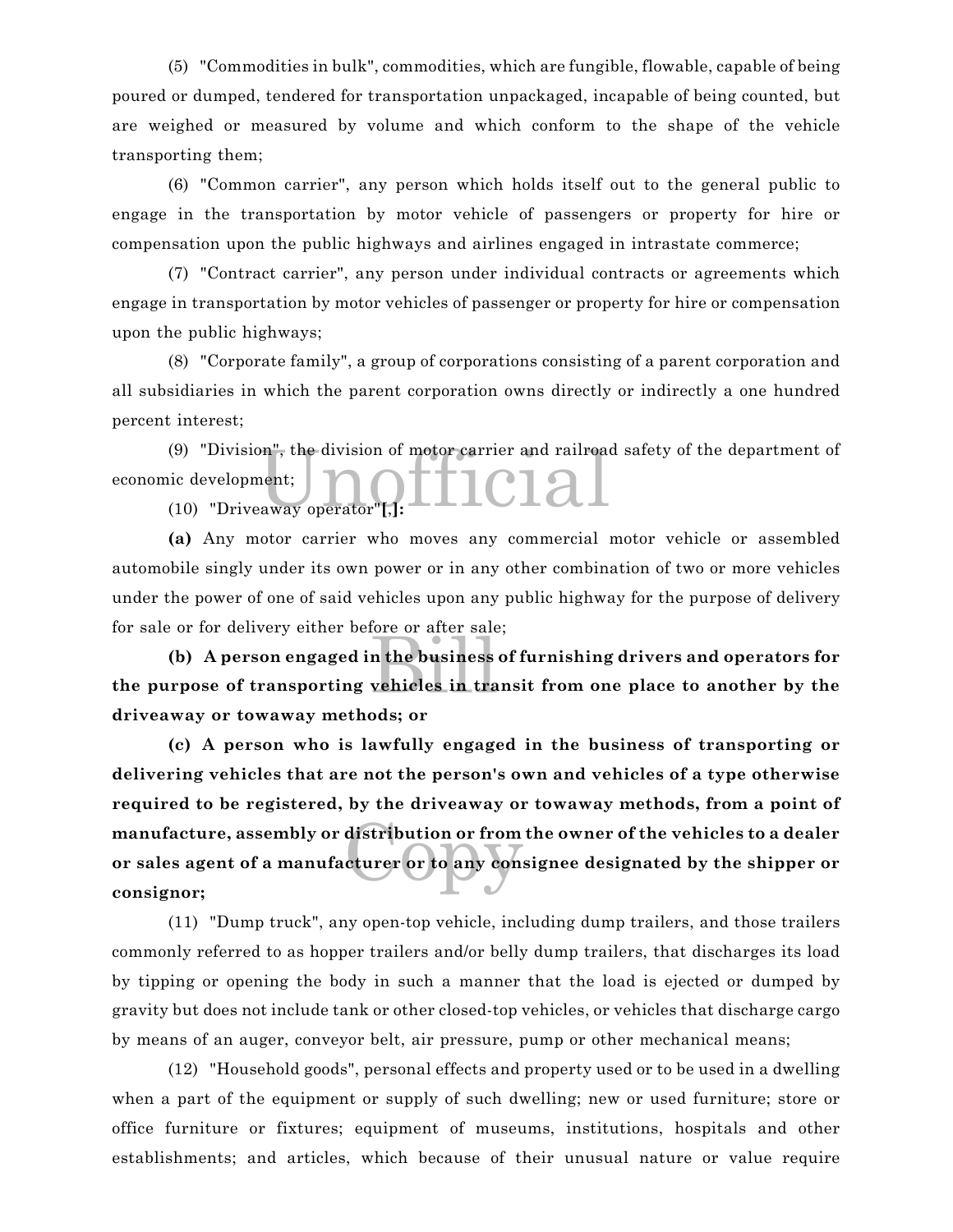(5) "Commodities in bulk", commodities, which are fungible, flowable, capable of being poured or dumped, tendered for transportation unpackaged, incapable of being counted, but are weighed or measured by volume and which conform to the shape of the vehicle transporting them;

(6) "Common carrier", any person which holds itself out to the general public to engage in the transportation by motor vehicle of passengers or property for hire or compensation upon the public highways and airlines engaged in intrastate commerce;

(7) "Contract carrier", any person under individual contracts or agreements which engage in transportation by motor vehicles of passenger or property for hire or compensation upon the public highways;

(8) "Corporate family", a group of corporations consisting of a parent corporation and all subsidiaries in which the parent corporation owns directly or indirectly a one hundred percent interest;

(9) "Division", the division of motor carrier and railroad safety of the department of economic development;

(10) "Driveaway operator"**[**,**]:**

**(a)** Any motor carrier who moves any commercial motor vehicle or assembled automobile singly under its own power or in any other combination of two or more vehicles under the power of one of said vehicles upon any public highway for the purpose of delivery for sale or for delivery either before or after sale;

**(b) A person engaged in the business of furnishing drivers and operators for the purpose of transporting vehicles in transit from one place to another by the driveaway or towaway methods; or**

**(c) A person who is lawfully engaged in the business of transporting or delivering vehicles that are not the person's own and vehicles of a type otherwise required to be registered, by the driveaway or towaway methods, from a point of manufacture, assembly or distribution or from the owner of the vehicles to a dealer or sales agent of a manufacturer or to any consignee designated by the shipper or consignor;**

(11) "Dump truck", any open-top vehicle, including dump trailers, and those trailers commonly referred to as hopper trailers and/or belly dump trailers, that discharges its load by tipping or opening the body in such a manner that the load is ejected or dumped by gravity but does not include tank or other closed-top vehicles, or vehicles that discharge cargo by means of an auger, conveyor belt, air pressure, pump or other mechanical means;

(12) "Household goods", personal effects and property used or to be used in a dwelling when a part of the equipment or supply of such dwelling; new or used furniture; store or office furniture or fixtures; equipment of museums, institutions, hospitals and other establishments; and articles, which because of their unusual nature or value require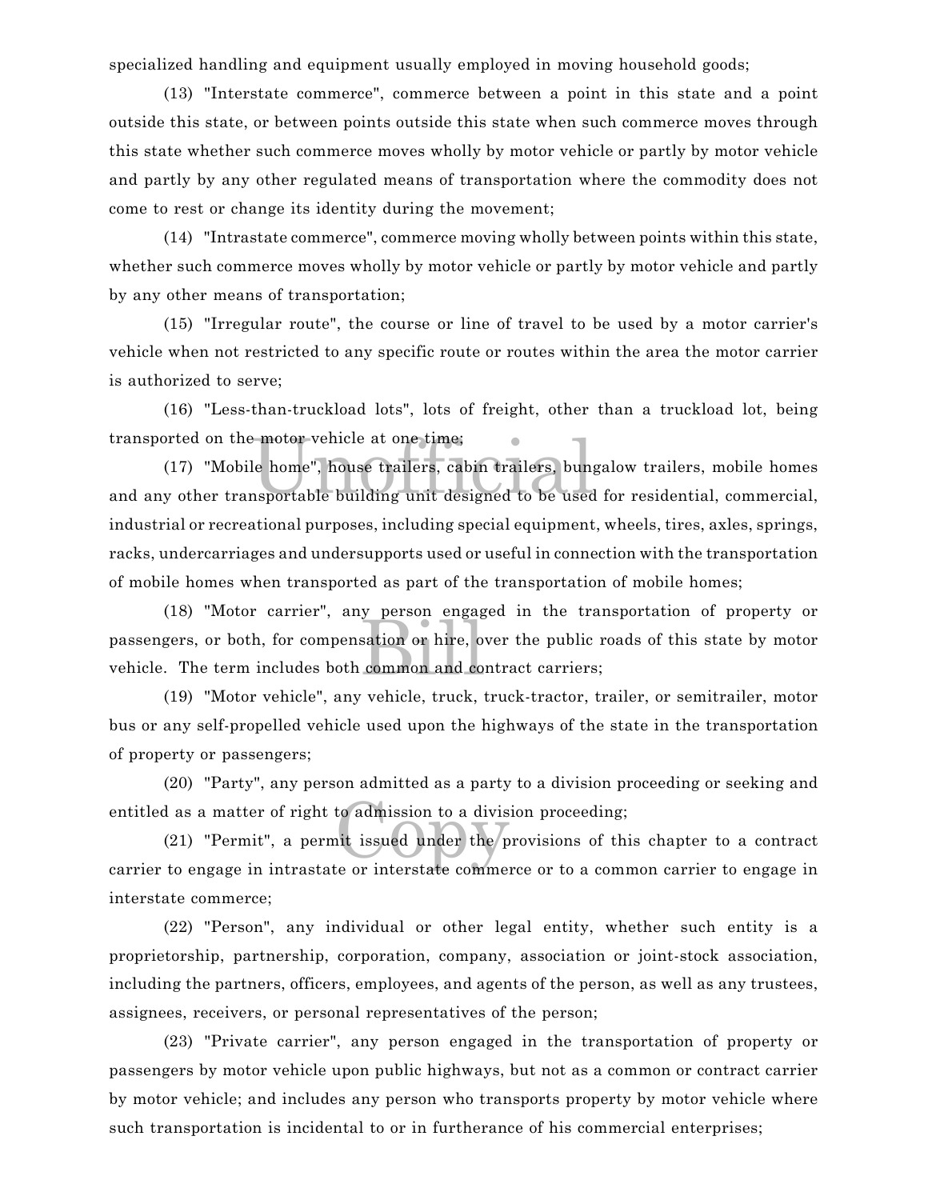specialized handling and equipment usually employed in moving household goods;

(13) "Interstate commerce", commerce between a point in this state and a point outside this state, or between points outside this state when such commerce moves through this state whether such commerce moves wholly by motor vehicle or partly by motor vehicle and partly by any other regulated means of transportation where the commodity does not come to rest or change its identity during the movement;

(14) "Intrastate commerce", commerce moving wholly between points within this state, whether such commerce moves wholly by motor vehicle or partly by motor vehicle and partly by any other means of transportation;

(15) "Irregular route", the course or line of travel to be used by a motor carrier's vehicle when not restricted to any specific route or routes within the area the motor carrier is authorized to serve;

(16) "Less-than-truckload lots", lots of freight, other than a truckload lot, being transported on the motor vehicle at one time;

(17) "Mobile home", house trailers, cabin trailers, bungalow trailers, mobile homes and any other transportable building unit designed to be used for residential, commercial, industrial or recreational purposes, including special equipment, wheels, tires, axles, springs, racks, undercarriages and undersupports used or useful in connection with the transportation of mobile homes when transported as part of the transportation of mobile homes;

(18) "Motor carrier", any person engaged in the transportation of property or passengers, or both, for compensation or hire, over the public roads of this state by motor vehicle. The term includes both common and contract carriers;

(19) "Motor vehicle", any vehicle, truck, truck-tractor, trailer, or semitrailer, motor bus or any self-propelled vehicle used upon the highways of the state in the transportation of property or passengers;

(20) "Party", any person admitted as a party to a division proceeding or seeking and entitled as a matter of right to admission to a division proceeding;

(21) "Permit", a permit issued under the provisions of this chapter to a contract carrier to engage in intrastate or interstate commerce or to a common carrier to engage in interstate commerce;

(22) "Person", any individual or other legal entity, whether such entity is a proprietorship, partnership, corporation, company, association or joint-stock association, including the partners, officers, employees, and agents of the person, as well as any trustees, assignees, receivers, or personal representatives of the person;

(23) "Private carrier", any person engaged in the transportation of property or passengers by motor vehicle upon public highways, but not as a common or contract carrier by motor vehicle; and includes any person who transports property by motor vehicle where such transportation is incidental to or in furtherance of his commercial enterprises;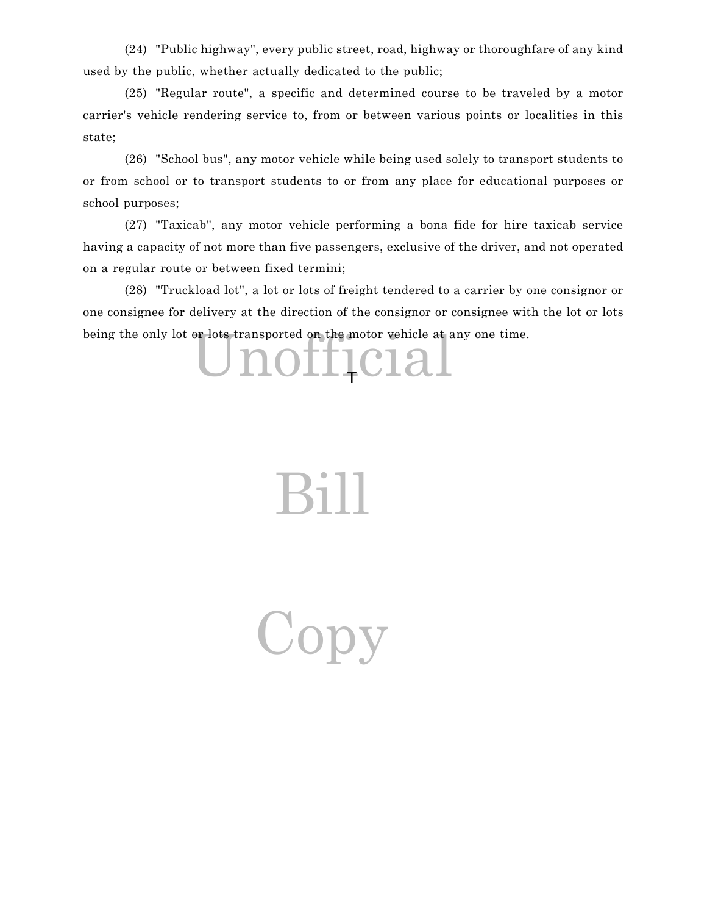(24) "Public highway", every public street, road, highway or thoroughfare of any kind used by the public, whether actually dedicated to the public;

(25) "Regular route", a specific and determined course to be traveled by a motor carrier's vehicle rendering service to, from or between various points or localities in this state;

(26) "School bus", any motor vehicle while being used solely to transport students to or from school or to transport students to or from any place for educational purposes or school purposes;

(27) "Taxicab", any motor vehicle performing a bona fide for hire taxicab service having a capacity of not more than five passengers, exclusive of the driver, and not operated on a regular route or between fixed termini;

(28) "Truckload lot", a lot or lots of freight tendered to a carrier by one consignor or one consignee for delivery at the direction of the consignor or consignee with the lot or lots being the only lot or lots transported on the motor vehicle at any one time.

T